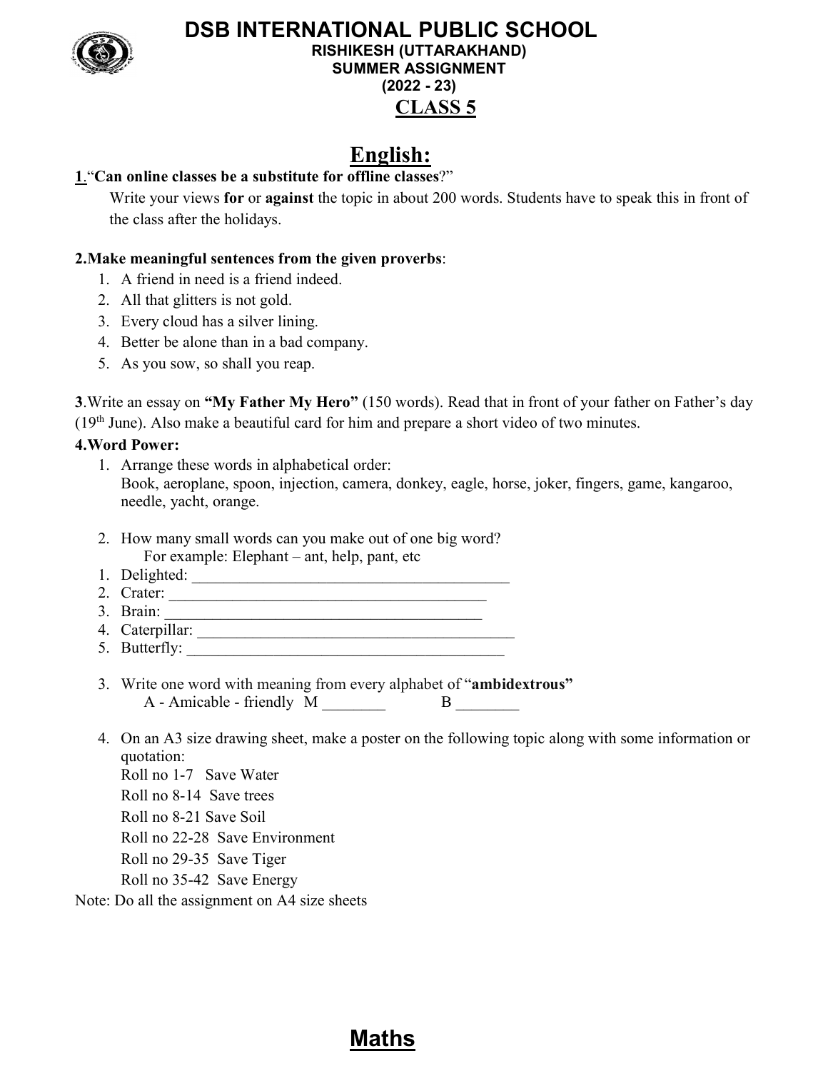# DSB INTERNATIONAL PUBLIC SCHOOL

**RISHIKESH (UTTARAKHAND)**
**SUMMER ASSIGNMENT**
**(2022 - 23)**

## CLASS 5

## English:

**1.**"**Can online classes be a substitute for offline classes**?"

Write your views **for** or **against** the topic in about 200 words. Students have to speak this in front of the class after the holidays.

**2.Make meaningful sentences from the given proverbs**:

1. A friend in need is a friend indeed.
2. All that glitters is not gold.
3. Every cloud has a silver lining.
4. Better be alone than in a bad company.
5. As you sow, so shall you reap.

**3**.Write an essay on **"My Father My Hero"** (150 words). Read that in front of your father on Father's day (19th June). Also make a beautiful card for him and prepare a short video of two minutes.

**4.Word Power:**

1. Arrange these words in alphabetical order:
   Book, aeroplane, spoon, injection, camera, donkey, eagle, horse, joker, fingers, game, kangaroo, needle, yacht, orange.

2. How many small words can you make out of one big word?
   For example: Elephant – ant, help, pant, etc

1. Delighted: ________________________________________
2. Crater: ________________________________________
3. Brain: ________________________________________
4. Caterpillar: ________________________________________
5. Butterfly: ________________________________________

3. Write one word with meaning from every alphabet of "**ambidextrous"**
   A - Amicable - friendly M ________ B ________

4. On an A3 size drawing sheet, make a poster on the following topic along with some information or quotation:
   Roll no 1-7 Save Water
   Roll no 8-14 Save trees
   Roll no 8-21 Save Soil
   Roll no 22-28 Save Environment
   Roll no 29-35 Save Tiger
   Roll no 35-42 Save Energy

Note: Do all the assignment on A4 size sheets

## Maths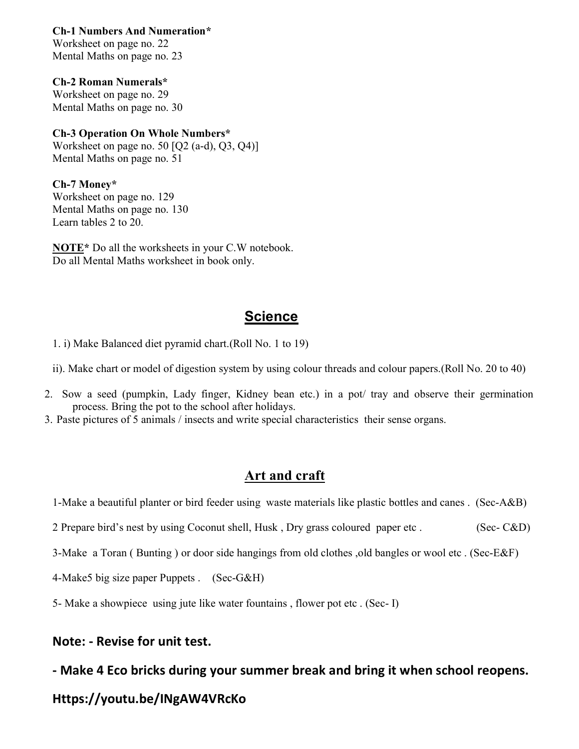**Ch-1 Numbers And Numeration***
Worksheet on page no. 22
Mental Maths on page no. 23

**Ch-2 Roman Numerals***
Worksheet on page no. 29
Mental Maths on page no. 30

**Ch-3 Operation On Whole Numbers***
Worksheet on page no. 50 [Q2 (a-d), Q3, Q4)]
Mental Maths on page no. 51

**Ch-7 Money***
Worksheet on page no. 129
Mental Maths on page no. 130
Learn tables 2 to 20.

**NOTE*** Do all the worksheets in your C.W notebook.
Do all Mental Maths worksheet in book only.

## Science

1. i) Make Balanced diet pyramid chart.(Roll No. 1 to 19)

   ii). Make chart or model of digestion system by using colour threads and colour papers.(Roll No. 20 to 40)

2. Sow a seed (pumpkin, Lady finger, Kidney bean etc.) in a pot/ tray and observe their germination process. Bring the pot to the school after holidays.
3. Paste pictures of 5 animals / insects and write special characteristics their sense organs.

## Art and craft

1-Make a beautiful planter or bird feeder using waste materials like plastic bottles and canes . (Sec-A&B)

2 Prepare bird's nest by using Coconut shell, Husk , Dry grass coloured paper etc . (Sec- C&D)

3-Make a Toran ( Bunting ) or door side hangings from old clothes ,old bangles or wool etc . (Sec-E&F)

4-Make5 big size paper Puppets . (Sec-G&H)

5- Make a showpiece using jute like water fountains , flower pot etc . (Sec- I)

**Note: - Revise for unit test.**

**- Make 4 Eco bricks during your summer break and bring it when school reopens.**

**Https://youtu.be/INgAW4VRcKo**